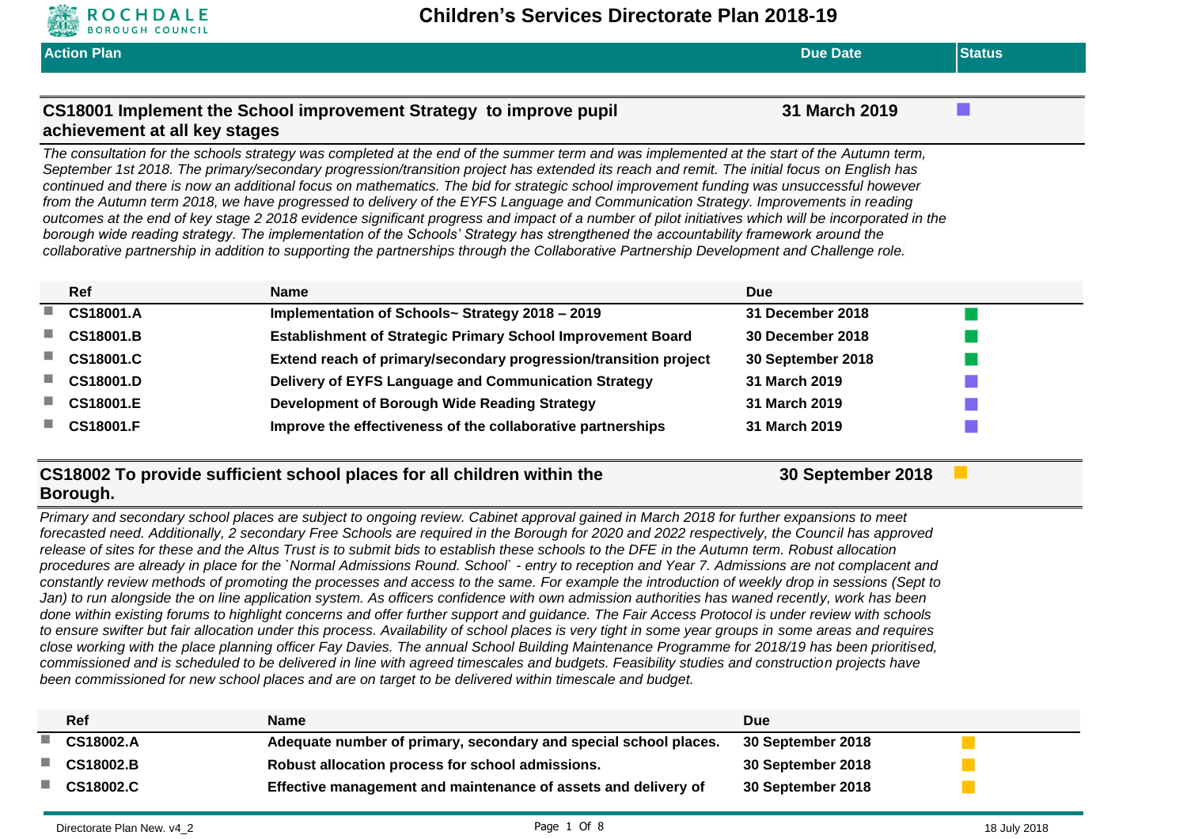# Children's Services Directorate Plan 2018-19

| Action Plan | Due Date | Status |
|---|---|---|

## CS18001 Implement the School improvement Strategy to improve pupil achievement at all key stages

**31 March 2019**

*The consultation for the schools strategy was completed at the end of the summer term and was implemented at the start of the Autumn term, September 1st 2018. The primary/secondary progression/transition project has extended its reach and remit. The initial focus on English has continued and there is now an additional focus on mathematics. The bid for strategic school improvement funding was unsuccessful however from the Autumn term 2018, we have progressed to delivery of the EYFS Language and Communication Strategy. Improvements in reading outcomes at the end of key stage 2 2018 evidence significant progress and impact of a number of pilot initiatives which will be incorporated in the borough wide reading strategy. The implementation of the Schools' Strategy has strengthened the accountability framework around the collaborative partnership in addition to supporting the partnerships through the Collaborative Partnership Development and Challenge role.*

| Ref | Name | Due |
|---|---|---|
| CS18001.A | Implementation of Schools~ Strategy 2018 – 2019 | 31 December 2018 |
| CS18001.B | Establishment of Strategic Primary School Improvement Board | 30 December 2018 |
| CS18001.C | Extend reach of primary/secondary progression/transition project | 30 September 2018 |
| CS18001.D | Delivery of EYFS Language and Communication Strategy | 31 March 2019 |
| CS18001.E | Development of Borough Wide Reading Strategy | 31 March 2019 |
| CS18001.F | Improve the effectiveness of the collaborative partnerships | 31 March 2019 |

## CS18002 To provide sufficient school places for all children within the Borough.

**30 September 2018**

*Primary and secondary school places are subject to ongoing review. Cabinet approval gained in March 2018 for further expansions to meet forecasted need. Additionally, 2 secondary Free Schools are required in the Borough for 2020 and 2022 respectively, the Council has approved release of sites for these and the Altus Trust is to submit bids to establish these schools to the DFE in the Autumn term. Robust allocation procedures are already in place for the `Normal Admissions Round. School` - entry to reception and Year 7. Admissions are not complacent and constantly review methods of promoting the processes and access to the same. For example the introduction of weekly drop in sessions (Sept to Jan) to run alongside the on line application system. As officers confidence with own admission authorities has waned recently, work has been done within existing forums to highlight concerns and offer further support and guidance. The Fair Access Protocol is under review with schools to ensure swifter but fair allocation under this process. Availability of school places is very tight in some year groups in some areas and requires close working with the place planning officer Fay Davies. The annual School Building Maintenance Programme for 2018/19 has been prioritised, commissioned and is scheduled to be delivered in line with agreed timescales and budgets. Feasibility studies and construction projects have been commissioned for new school places and are on target to be delivered within timescale and budget.*

| Ref | Name | Due |
|---|---|---|
| CS18002.A | Adequate number of primary, secondary and special school places. | 30 September 2018 |
| CS18002.B | Robust allocation process for school admissions. | 30 September 2018 |
| CS18002.C | Effective management and maintenance of assets and delivery of | 30 September 2018 |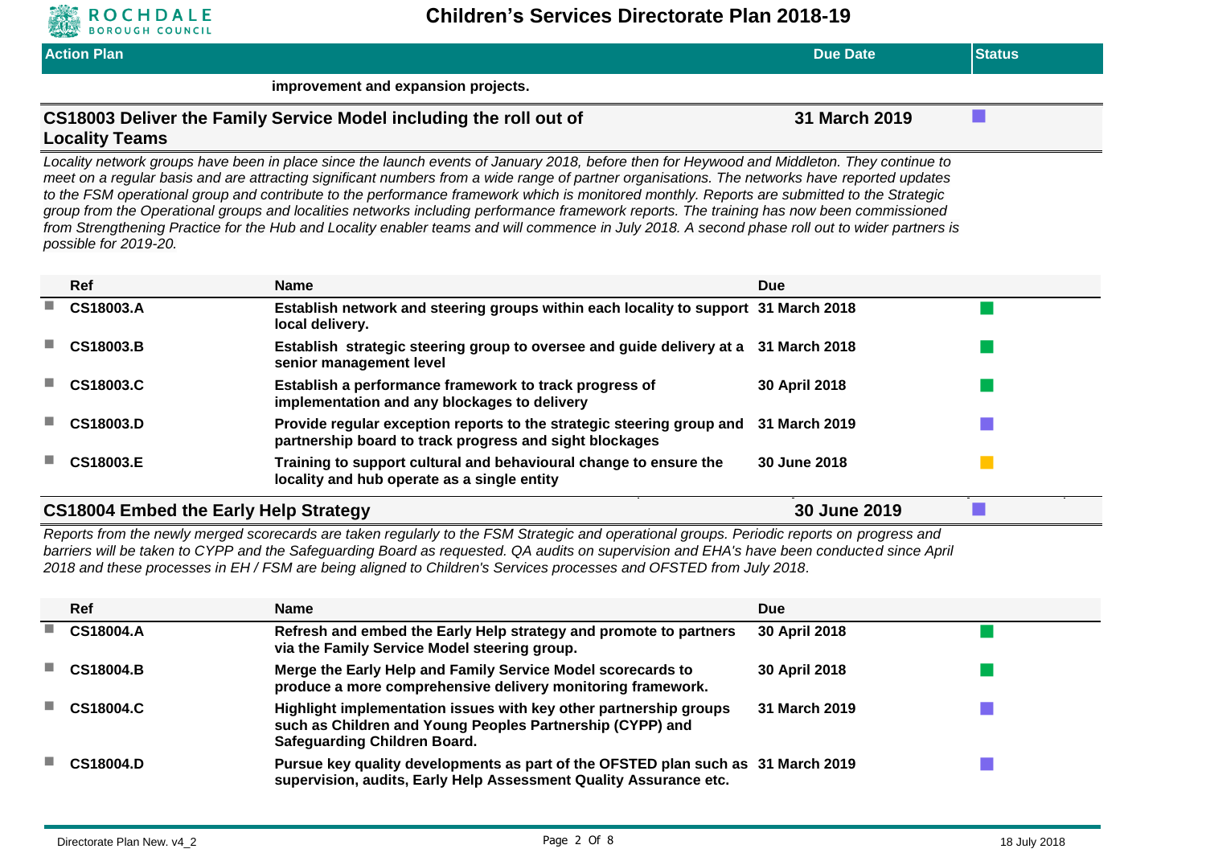| Action Plan | Due Date | Status |
|---|---|---|

**improvement and expansion projects.**

## CS18003 Deliver the Family Service Model including the roll out of Locality Teams — 31 March 2019

*Locality network groups have been in place since the launch events of January 2018, before then for Heywood and Middleton. They continue to meet on a regular basis and are attracting significant numbers from a wide range of partner organisations. The networks have reported updates to the FSM operational group and contribute to the performance framework which is monitored monthly. Reports are submitted to the Strategic group from the Operational groups and localities networks including performance framework reports. The training has now been commissioned from Strengthening Practice for the Hub and Locality enabler teams and will commence in July 2018. A second phase roll out to wider partners is possible for 2019-20.*

| Ref | Name | Due |
|---|---|---|
| CS18003.A | Establish network and steering groups within each locality to support local delivery. | 31 March 2018 |
| CS18003.B | Establish strategic steering group to oversee and guide delivery at a senior management level | 31 March 2018 |
| CS18003.C | Establish a performance framework to track progress of implementation and any blockages to delivery | 30 April 2018 |
| CS18003.D | Provide regular exception reports to the strategic steering group and partnership board to track progress and sight blockages | 31 March 2019 |
| CS18003.E | Training to support cultural and behavioural change to ensure the locality and hub operate as a single entity | 30 June 2018 |

## CS18004 Embed the Early Help Strategy — 30 June 2019

*Reports from the newly merged scorecards are taken regularly to the FSM Strategic and operational groups. Periodic reports on progress and barriers will be taken to CYPP and the Safeguarding Board as requested. QA audits on supervision and EHA's have been conducted since April 2018 and these processes in EH / FSM are being aligned to Children's Services processes and OFSTED from July 2018.*

| Ref | Name | Due |
|---|---|---|
| CS18004.A | Refresh and embed the Early Help strategy and promote to partners via the Family Service Model steering group. | 30 April 2018 |
| CS18004.B | Merge the Early Help and Family Service Model scorecards to produce a more comprehensive delivery monitoring framework. | 30 April 2018 |
| CS18004.C | Highlight implementation issues with key other partnership groups such as Children and Young Peoples Partnership (CYPP) and Safeguarding Children Board. | 31 March 2019 |
| CS18004.D | Pursue key quality developments as part of the OFSTED plan such as supervision, audits, Early Help Assessment Quality Assurance etc. | 31 March 2019 |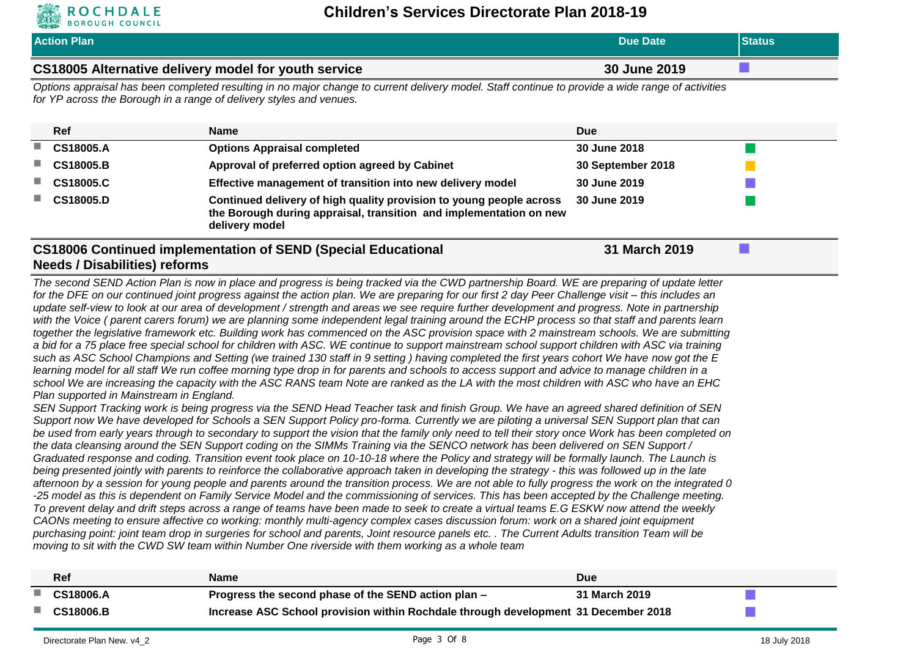| Action Plan | Due Date | Status |
|---|---|---|

## CS18005 Alternative delivery model for youth service — 30 June 2019

*Options appraisal has been completed resulting in no major change to current delivery model. Staff continue to provide a wide range of activities for YP across the Borough in a range of delivery styles and venues.*

| Ref | Name | Due | |
|---|---|---|---|
| CS18005.A | **Options Appraisal completed** | 30 June 2018 | |
| CS18005.B | **Approval of preferred option agreed by Cabinet** | 30 September 2018 | |
| CS18005.C | **Effective management of transition into new delivery model** | 30 June 2019 | |
| CS18005.D | **Continued delivery of high quality provision to young people across the Borough during appraisal, transition and implementation on new delivery model** | 30 June 2019 | |

## CS18006 Continued implementation of SEND (Special Educational Needs / Disabilities) reforms — 31 March 2019

*The second SEND Action Plan is now in place and progress is being tracked via the CWD partnership Board. WE are preparing of update letter for the DFE on our continued joint progress against the action plan. We are preparing for our first 2 day Peer Challenge visit – this includes an update self-view to look at our area of development / strength and areas we see require further development and progress. Note in partnership with the Voice ( parent carers forum) we are planning some independent legal training around the ECHP process so that staff and parents learn together the legislative framework etc. Building work has commenced on the ASC provision space with 2 mainstream schools. We are submitting a bid for a 75 place free special school for children with ASC. WE continue to support mainstream school support children with ASC via training such as ASC School Champions and Setting (we trained 130 staff in 9 setting ) having completed the first years cohort We have now got the E learning model for all staff We run coffee morning type drop in for parents and schools to access support and advice to manage children in a school We are increasing the capacity with the ASC RANS team Note are ranked as the LA with the most children with ASC who have an EHC Plan supported in Mainstream in England.*

*SEN Support Tracking work is being progress via the SEND Head Teacher task and finish Group. We have an agreed shared definition of SEN Support now We have developed for Schools a SEN Support Policy pro-forma. Currently we are piloting a universal SEN Support plan that can be used from early years through to secondary to support the vision that the family only need to tell their story once Work has been completed on the data cleansing around the SEN Support coding on the SIMMs Training via the SENCO network has been delivered on SEN Support / Graduated response and coding. Transition event took place on 10-10-18 where the Policy and strategy will be formally launch. The Launch is being presented jointly with parents to reinforce the collaborative approach taken in developing the strategy - this was followed up in the late afternoon by a session for young people and parents around the transition process. We are not able to fully progress the work on the integrated 0 -25 model as this is dependent on Family Service Model and the commissioning of services. This has been accepted by the Challenge meeting. To prevent delay and drift steps across a range of teams have been made to seek to create a virtual teams E.G ESKW now attend the weekly CAONs meeting to ensure affective co working: monthly multi-agency complex cases discussion forum: work on a shared joint equipment purchasing point: joint team drop in surgeries for school and parents, Joint resource panels etc. . The Current Adults transition Team will be moving to sit with the CWD SW team within Number One riverside with them working as a whole team*

| Ref | Name | Due | |
|---|---|---|---|
| CS18006.A | **Progress the second phase of the SEND action plan –** | 31 March 2019 | |
| CS18006.B | **Increase ASC School provision within Rochdale through development** | 31 December 2018 | |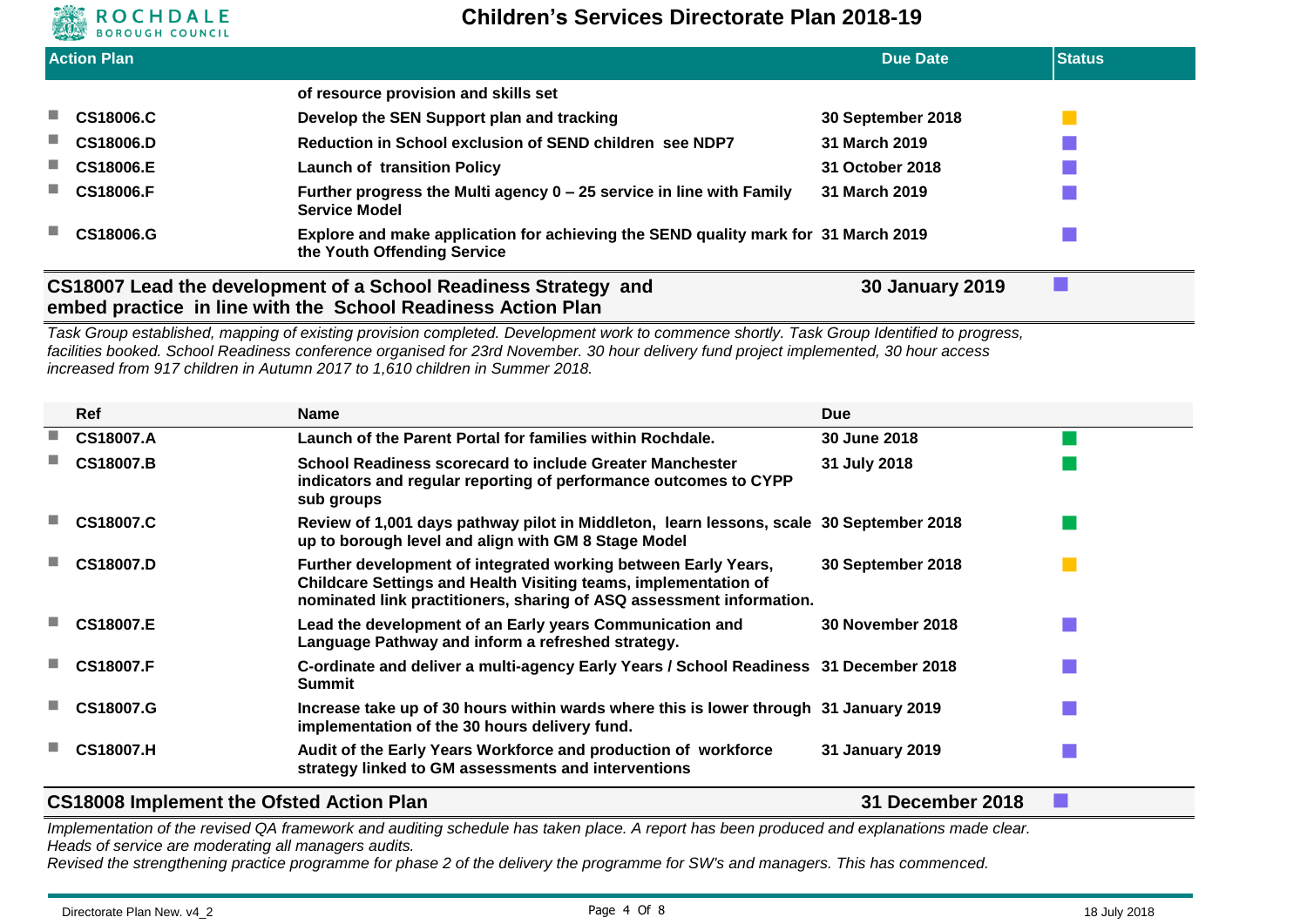| Action Plan | | Due Date | Status |
|---|---|---|---|
| | of resource provision and skills set | | |
| CS18006.C | Develop the SEN Support plan and tracking | 30 September 2018 | |
| CS18006.D | Reduction in School exclusion of SEND children see NDP7 | 31 March 2019 | |
| CS18006.E | Launch of transition Policy | 31 October 2018 | |
| CS18006.F | Further progress the Multi agency 0 – 25 service in line with Family Service Model | 31 March 2019 | |
| CS18006.G | Explore and make application for achieving the SEND quality mark for the Youth Offending Service | 31 March 2019 | |

## CS18007 Lead the development of a School Readiness Strategy and embed practice in line with the School Readiness Action Plan — 30 January 2019

*Task Group established, mapping of existing provision completed. Development work to commence shortly. Task Group Identified to progress, facilities booked. School Readiness conference organised for 23rd November. 30 hour delivery fund project implemented, 30 hour access increased from 917 children in Autumn 2017 to 1,610 children in Summer 2018.*

| Ref | Name | Due | |
|---|---|---|---|
| CS18007.A | Launch of the Parent Portal for families within Rochdale. | 30 June 2018 | |
| CS18007.B | School Readiness scorecard to include Greater Manchester indicators and regular reporting of performance outcomes to CYPP sub groups | 31 July 2018 | |
| CS18007.C | Review of 1,001 days pathway pilot in Middleton, learn lessons, scale up to borough level and align with GM 8 Stage Model | 30 September 2018 | |
| CS18007.D | Further development of integrated working between Early Years, Childcare Settings and Health Visiting teams, implementation of nominated link practitioners, sharing of ASQ assessment information. | 30 September 2018 | |
| CS18007.E | Lead the development of an Early years Communication and Language Pathway and inform a refreshed strategy. | 30 November 2018 | |
| CS18007.F | C-ordinate and deliver a multi-agency Early Years / School Readiness Summit | 31 December 2018 | |
| CS18007.G | Increase take up of 30 hours within wards where this is lower through implementation of the 30 hours delivery fund. | 31 January 2019 | |
| CS18007.H | Audit of the Early Years Workforce and production of workforce strategy linked to GM assessments and interventions | 31 January 2019 | |

## CS18008 Implement the Ofsted Action Plan — 31 December 2018

*Implementation of the revised QA framework and auditing schedule has taken place. A report has been produced and explanations made clear. Heads of service are moderating all managers audits.*
*Revised the strengthening practice programme for phase 2 of the delivery the programme for SW's and managers. This has commenced.*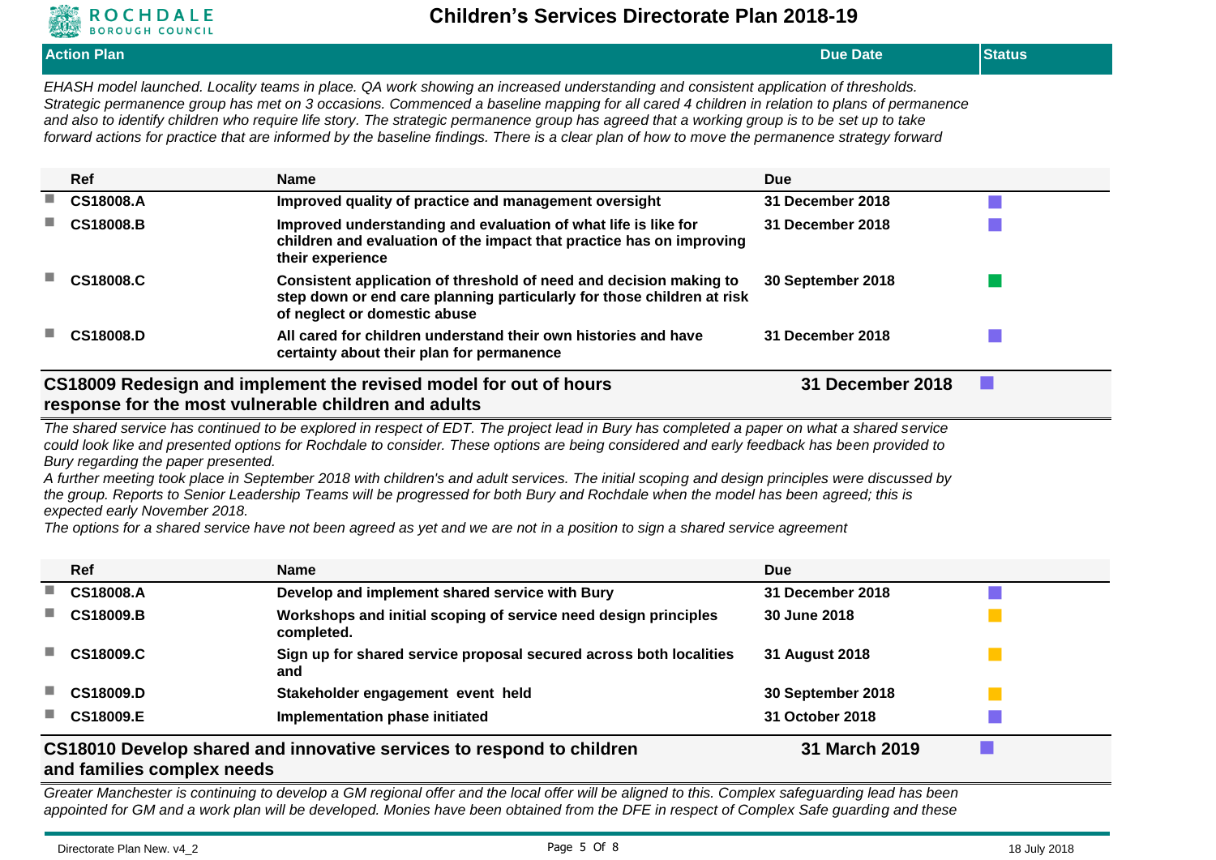| Action Plan | Due Date | Status |
|---|---|---|

*EHASH model launched. Locality teams in place. QA work showing an increased understanding and consistent application of thresholds. Strategic permanence group has met on 3 occasions. Commenced a baseline mapping for all cared 4 children in relation to plans of permanence and also to identify children who require life story. The strategic permanence group has agreed that a working group is to be set up to take forward actions for practice that are informed by the baseline findings. There is a clear plan of how to move the permanence strategy forward*

| Ref | Name | Due | Status |
|---|---|---|---|
| CS18008.A | Improved quality of practice and management oversight | 31 December 2018 | ■ |
| CS18008.B | Improved understanding and evaluation of what life is like for children and evaluation of the impact that practice has on improving their experience | 31 December 2018 | ■ |
| CS18008.C | Consistent application of threshold of need and decision making to step down or end care planning particularly for those children at risk of neglect or domestic abuse | 30 September 2018 | ■ |
| CS18008.D | All cared for children understand their own histories and have certainty about their plan for permanence | 31 December 2018 | ■ |

## CS18009 Redesign and implement the revised model for out of hours response for the most vulnerable children and adults — 31 December 2018

*The shared service has continued to be explored in respect of EDT. The project lead in Bury has completed a paper on what a shared service could look like and presented options for Rochdale to consider. These options are being considered and early feedback has been provided to Bury regarding the paper presented.*
*A further meeting took place in September 2018 with children's and adult services. The initial scoping and design principles were discussed by the group. Reports to Senior Leadership Teams will be progressed for both Bury and Rochdale when the model has been agreed; this is expected early November 2018.*
*The options for a shared service have not been agreed as yet and we are not in a position to sign a shared service agreement*

| Ref | Name | Due | Status |
|---|---|---|---|
| CS18008.A | Develop and implement shared service with Bury | 31 December 2018 | ■ |
| CS18009.B | Workshops and initial scoping of service need design principles completed. | 30 June 2018 | ■ |
| CS18009.C | Sign up for shared service proposal secured across both localities and | 31 August 2018 | ■ |
| CS18009.D | Stakeholder engagement event held | 30 September 2018 | ■ |
| CS18009.E | Implementation phase initiated | 31 October 2018 | ■ |

## CS18010 Develop shared and innovative services to respond to children and families complex needs — 31 March 2019

*Greater Manchester is continuing to develop a GM regional offer and the local offer will be aligned to this. Complex safeguarding lead has been appointed for GM and a work plan will be developed. Monies have been obtained from the DFE in respect of Complex Safe guarding and these*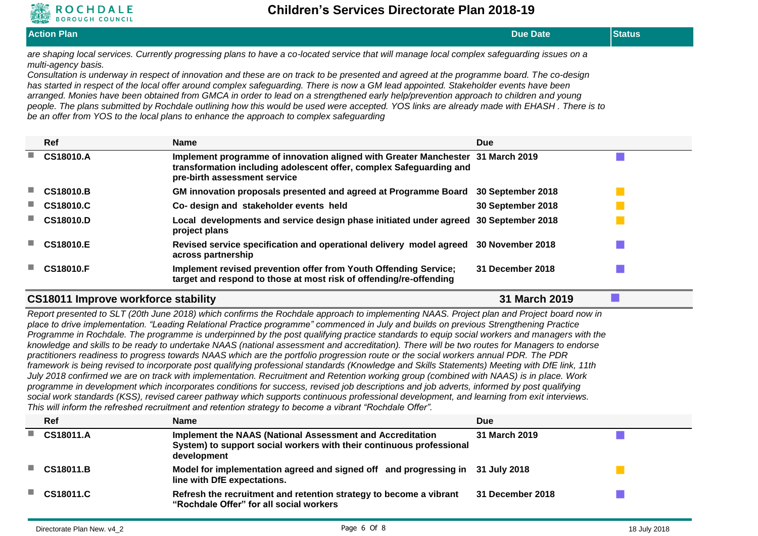| Action Plan | Due Date | Status |
|---|---|---|

*are shaping local services. Currently progressing plans to have a co-located service that will manage local complex safeguarding issues on a multi-agency basis.*
*Consultation is underway in respect of innovation and these are on track to be presented and agreed at the programme board. The co-design has started in respect of the local offer around complex safeguarding. There is now a GM lead appointed. Stakeholder events have been arranged. Monies have been obtained from GMCA in order to lead on a strengthened early help/prevention approach to children and young people. The plans submitted by Rochdale outlining how this would be used were accepted. YOS links are already made with EHASH . There is to be an offer from YOS to the local plans to enhance the approach to complex safeguarding*

| Ref | Name | Due | Status |
|---|---|---|---|
| CS18010.A | Implement programme of innovation aligned with Greater Manchester transformation including adolescent offer, complex Safeguarding and pre-birth assessment service | 31 March 2019 | ■ |
| CS18010.B | GM innovation proposals presented and agreed at Programme Board | 30 September 2018 | ■ |
| CS18010.C | Co- design and stakeholder events held | 30 September 2018 | ■ |
| CS18010.D | Local developments and service design phase initiated under agreed project plans | 30 September 2018 | ■ |
| CS18010.E | Revised service specification and operational delivery model agreed across partnership | 30 November 2018 | ■ |
| CS18010.F | Implement revised prevention offer from Youth Offending Service; target and respond to those at most risk of offending/re-offending | 31 December 2018 | ■ |

## CS18011 Improve workforce stability — 31 March 2019

*Report presented to SLT (20th June 2018) which confirms the Rochdale approach to implementing NAAS. Project plan and Project board now in place to drive implementation. "Leading Relational Practice programme" commenced in July and builds on previous Strengthening Practice Programme in Rochdale. The programme is underpinned by the post qualifying practice standards to equip social workers and managers with the knowledge and skills to be ready to undertake NAAS (national assessment and accreditation). There will be two routes for Managers to endorse practitioners readiness to progress towards NAAS which are the portfolio progression route or the social workers annual PDR. The PDR framework is being revised to incorporate post qualifying professional standards (Knowledge and Skills Statements) Meeting with DfE link, 11th July 2018 confirmed we are on track with implementation. Recruitment and Retention working group (combined with NAAS) is in place. Work programme in development which incorporates conditions for success, revised job descriptions and job adverts, informed by post qualifying social work standards (KSS), revised career pathway which supports continuous professional development, and learning from exit interviews. This will inform the refreshed recruitment and retention strategy to become a vibrant "Rochdale Offer".*

| Ref | Name | Due | Status |
|---|---|---|---|
| CS18011.A | Implement the NAAS (National Assessment and Accreditation System) to support social workers with their continuous professional development | 31 March 2019 | ■ |
| CS18011.B | Model for implementation agreed and signed off and progressing in line with DfE expectations. | 31 July 2018 | ■ |
| CS18011.C | Refresh the recruitment and retention strategy to become a vibrant "Rochdale Offer" for all social workers | 31 December 2018 | ■ |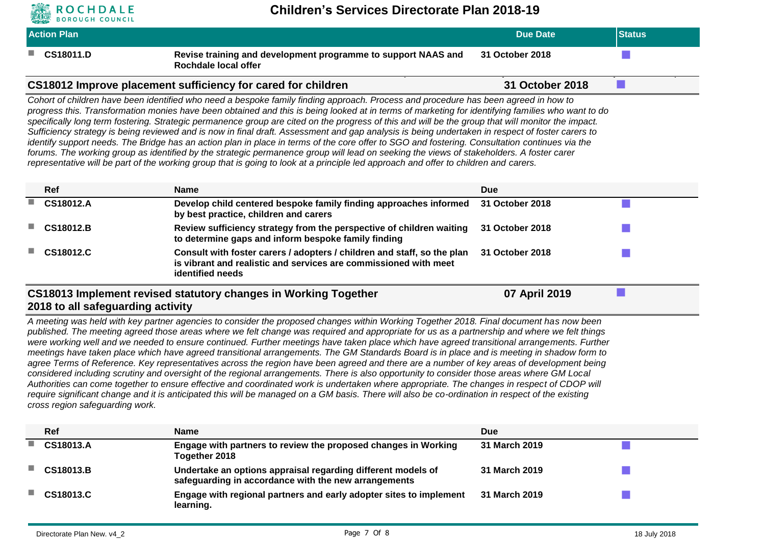| Action Plan | | Due Date | Status |
|---|---|---|---|
| CS18011.D | Revise training and development programme to support NAAS and Rochdale local offer | 31 October 2018 | |

## CS18012 Improve placement sufficiency for cared for children — 31 October 2018

*Cohort of children have been identified who need a bespoke family finding approach. Process and procedure has been agreed in how to progress this. Transformation monies have been obtained and this is being looked at in terms of marketing for identifying families who want to do specifically long term fostering. Strategic permanence group are cited on the progress of this and will be the group that will monitor the impact. Sufficiency strategy is being reviewed and is now in final draft. Assessment and gap analysis is being undertaken in respect of foster carers to identify support needs. The Bridge has an action plan in place in terms of the core offer to SGO and fostering. Consultation continues via the forums. The working group as identified by the strategic permanence group will lead on seeking the views of stakeholders. A foster carer representative will be part of the working group that is going to look at a principle led approach and offer to children and carers.*

| Ref | Name | Due | |
|---|---|---|---|
| CS18012.A | Develop child centered bespoke family finding approaches informed by best practice, children and carers | 31 October 2018 | |
| CS18012.B | Review sufficiency strategy from the perspective of children waiting to determine gaps and inform bespoke family finding | 31 October 2018 | |
| CS18012.C | Consult with foster carers / adopters / children and staff, so the plan is vibrant and realistic and services are commissioned with meet identified needs | 31 October 2018 | |

## CS18013 Implement revised statutory changes in Working Together 2018 to all safeguarding activity — 07 April 2019

*A meeting was held with key partner agencies to consider the proposed changes within Working Together 2018. Final document has now been published. The meeting agreed those areas where we felt change was required and appropriate for us as a partnership and where we felt things were working well and we needed to ensure continued. Further meetings have taken place which have agreed transitional arrangements. Further meetings have taken place which have agreed transitional arrangements. The GM Standards Board is in place and is meeting in shadow form to agree Terms of Reference. Key representatives across the region have been agreed and there are a number of key areas of development being considered including scrutiny and oversight of the regional arrangements. There is also opportunity to consider those areas where GM Local Authorities can come together to ensure effective and coordinated work is undertaken where appropriate. The changes in respect of CDOP will require significant change and it is anticipated this will be managed on a GM basis. There will also be co-ordination in respect of the existing cross region safeguarding work.*

| Ref | Name | Due | |
|---|---|---|---|
| CS18013.A | Engage with partners to review the proposed changes in Working Together 2018 | 31 March 2019 | |
| CS18013.B | Undertake an options appraisal regarding different models of safeguarding in accordance with the new arrangements | 31 March 2019 | |
| CS18013.C | Engage with regional partners and early adopter sites to implement learning. | 31 March 2019 | |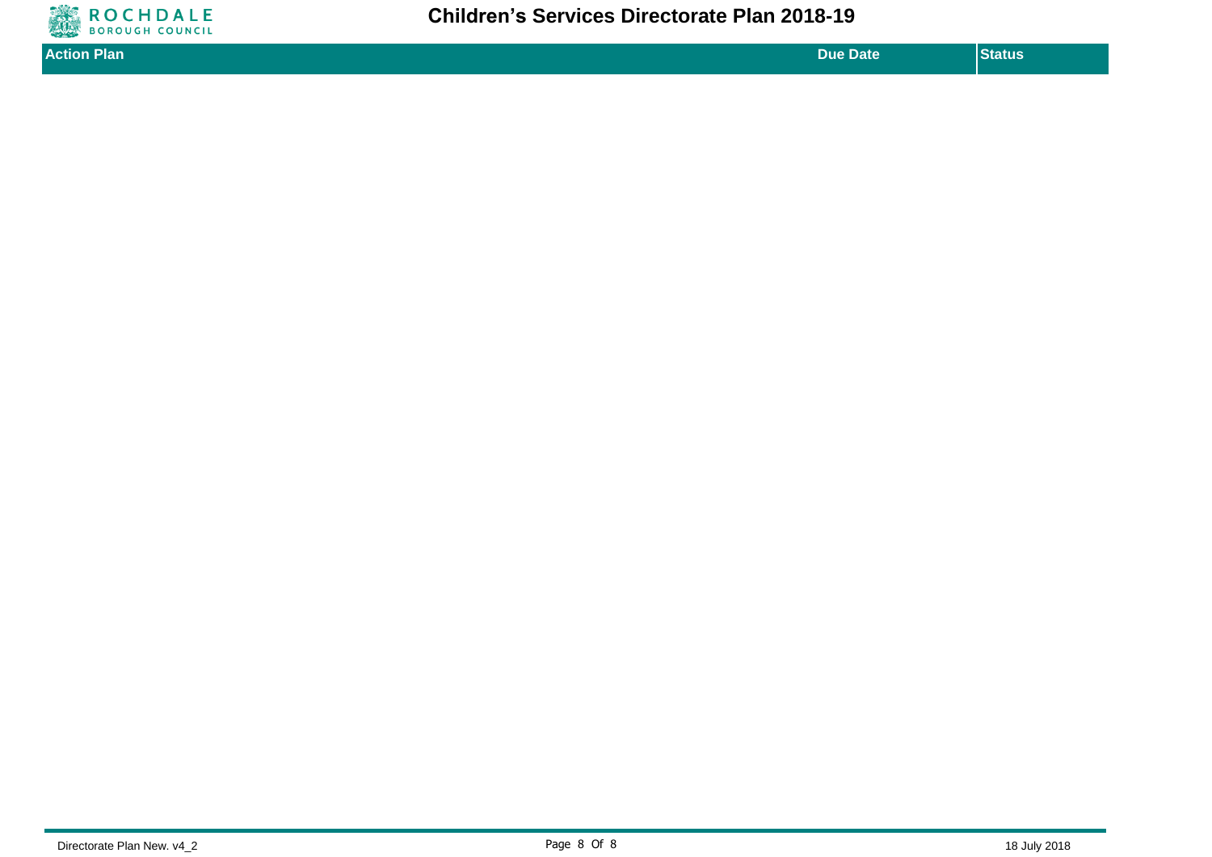| Action Plan | Due Date | Status |
| --- | --- | --- |